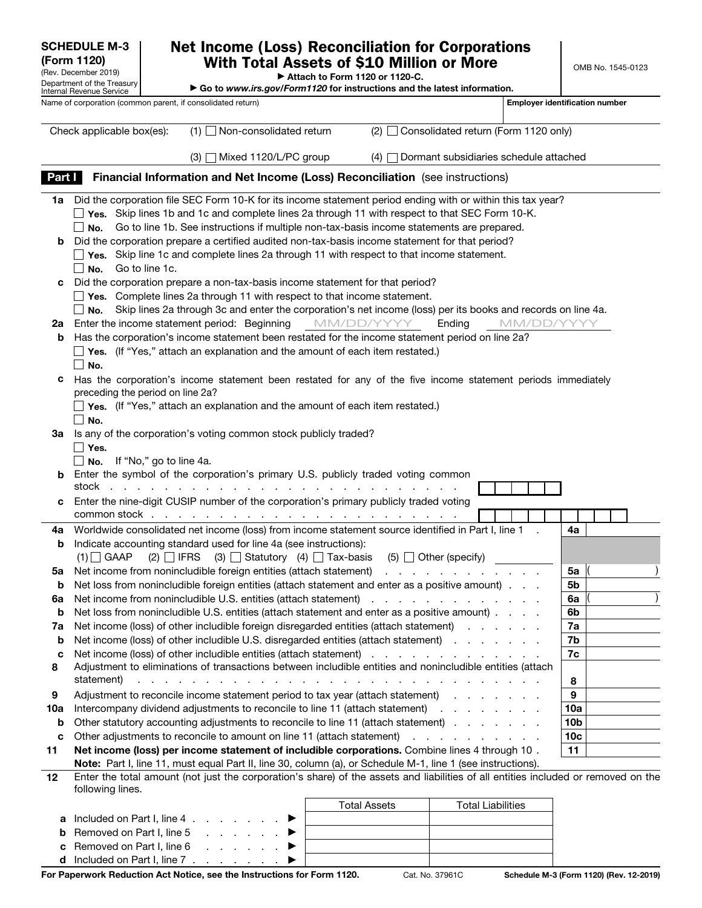**SCHEDULE M-3 (Form 1120)**
(Rev. December 2019)
Department of the Treasury
Internal Revenue Service

# Net Income (Loss) Reconciliation for Corporations With Total Assets of $10 Million or More

▶ Attach to Form 1120 or 1120-C.
▶ Go to *www.irs.gov/Form1120* for instructions and the latest information.

OMB No. 1545-0123

Name of corporation (common parent, if consolidated return)

**Employer identification number**

Check applicable box(es): (1) ☐ Non-consolidated return (2) ☐ Consolidated return (Form 1120 only)

(3) ☐ Mixed 1120/L/PC group (4) ☐ Dormant subsidiaries schedule attached

## Part I Financial Information and Net Income (Loss) Reconciliation (see instructions)

**1a** Did the corporation file SEC Form 10-K for its income statement period ending with or within this tax year?
☐ **Yes.** Skip lines 1b and 1c and complete lines 2a through 11 with respect to that SEC Form 10-K.
☐ **No.** Go to line 1b. See instructions if multiple non-tax-basis income statements are prepared.

**b** Did the corporation prepare a certified audited non-tax-basis income statement for that period?
☐ **Yes.** Skip line 1c and complete lines 2a through 11 with respect to that income statement.
☐ **No.** Go to line 1c.

**c** Did the corporation prepare a non-tax-basis income statement for that period?
☐ **Yes.** Complete lines 2a through 11 with respect to that income statement.
☐ **No.** Skip lines 2a through 3c and enter the corporation's net income (loss) per its books and records on line 4a.

**2a** Enter the income statement period: Beginning MM/DD/YYYY Ending MM/DD/YYYY

**b** Has the corporation's income statement been restated for the income statement period on line 2a?
☐ **Yes.** (If "Yes," attach an explanation and the amount of each item restated.)
☐ **No.**

**c** Has the corporation's income statement been restated for any of the five income statement periods immediately preceding the period on line 2a?
☐ **Yes.** (If "Yes," attach an explanation and the amount of each item restated.)
☐ **No.**

**3a** Is any of the corporation's voting common stock publicly traded?
☐ **Yes.**
☐ **No.** If "No," go to line 4a.

**b** Enter the symbol of the corporation's primary U.S. publicly traded voting common stock . . . . . . . . . . . . . . . . . . . . . . . . . .

**c** Enter the nine-digit CUSIP number of the corporation's primary publicly traded voting common stock . . . . . . . . . . . . . . . . . . . . . . . . .

| | | | |
|---|---|---|---|
| **4a** | Worldwide consolidated net income (loss) from income statement source identified in Part I, line 1 | **4a** | |
| **b** | Indicate accounting standard used for line 4a (see instructions): (1) ☐ GAAP (2) ☐ IFRS (3) ☐ Statutory (4) ☐ Tax-basis (5) ☐ Other (specify) | | |
| **5a** | Net income from nonincludible foreign entities (attach statement) | **5a** | ( ) |
| **b** | Net loss from nonincludible foreign entities (attach statement and enter as a positive amount) | **5b** | |
| **6a** | Net income from nonincludible U.S. entities (attach statement) | **6a** | ( ) |
| **b** | Net loss from nonincludible U.S. entities (attach statement and enter as a positive amount) | **6b** | |
| **7a** | Net income (loss) of other includible foreign disregarded entities (attach statement) | **7a** | |
| **b** | Net income (loss) of other includible U.S. disregarded entities (attach statement) | **7b** | |
| **c** | Net income (loss) of other includible entities (attach statement) | **7c** | |
| **8** | Adjustment to eliminations of transactions between includible entities and nonincludible entities (attach statement) | **8** | |
| **9** | Adjustment to reconcile income statement period to tax year (attach statement) | **9** | |
| **10a** | Intercompany dividend adjustments to reconcile to line 11 (attach statement) | **10a** | |
| **b** | Other statutory accounting adjustments to reconcile to line 11 (attach statement) | **10b** | |
| **c** | Other adjustments to reconcile to amount on line 11 (attach statement) | **10c** | |
| **11** | **Net income (loss) per income statement of includible corporations.** Combine lines 4 through 10. **Note:** Part I, line 11, must equal Part II, line 30, column (a), or Schedule M-1, line 1 (see instructions). | **11** | |

**12** Enter the total amount (not just the corporation's share) of the assets and liabilities of all entities included or removed on the following lines.

| | | Total Assets | Total Liabilities |
|---|---|---|---|
| **a** | Included on Part I, line 4 ▶ | | |
| **b** | Removed on Part I, line 5 ▶ | | |
| **c** | Removed on Part I, line 6 ▶ | | |
| **d** | Included on Part I, line 7 ▶ | | |

**For Paperwork Reduction Act Notice, see the Instructions for Form 1120.** Cat. No. 37961C **Schedule M-3 (Form 1120) (Rev. 12-2019)**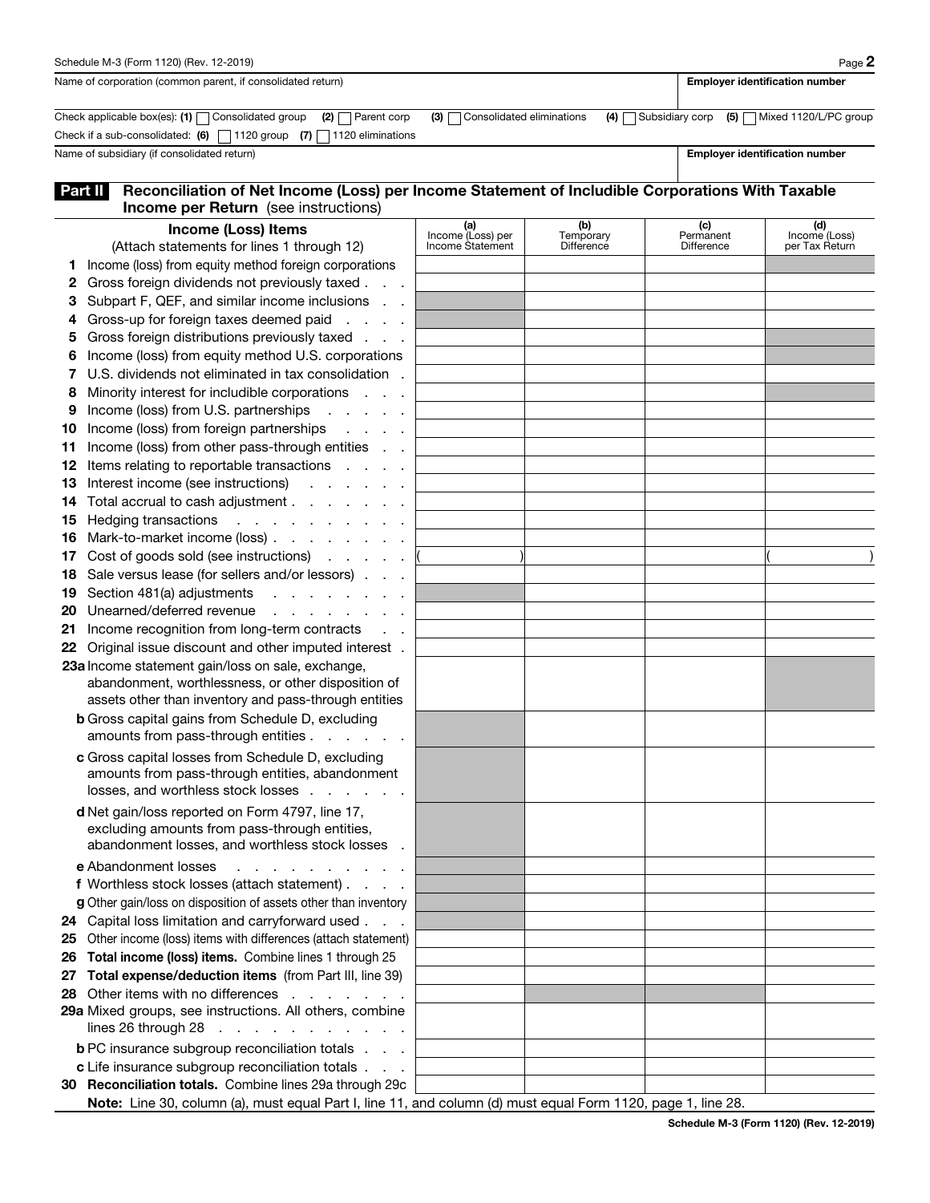Name of corporation (common parent, if consolidated return)

**Employer identification number**

Check applicable box(es): **(1)** ☐ Consolidated group **(2)** ☐ Parent corp **(3)** ☐ Consolidated eliminations **(4)** ☐ Subsidiary corp **(5)** ☐ Mixed 1120/L/PC group

Check if a sub-consolidated: **(6)** ☐ 1120 group **(7)** ☐ 1120 eliminations

Name of subsidiary (if consolidated return)

**Employer identification number**

## Part II Reconciliation of Net Income (Loss) per Income Statement of Includible Corporations With Taxable Income per Return (see instructions)

| | Income (Loss) Items (Attach statements for lines 1 through 12) | (a) Income (Loss) per Income Statement | (b) Temporary Difference | (c) Permanent Difference | (d) Income (Loss) per Tax Return |
|---|---|---|---|---|---|
| 1 | Income (loss) from equity method foreign corporations | | | | |
| 2 | Gross foreign dividends not previously taxed | | | | |
| 3 | Subpart F, QEF, and similar income inclusions | | | | |
| 4 | Gross-up for foreign taxes deemed paid | | | | |
| 5 | Gross foreign distributions previously taxed | | | | |
| 6 | Income (loss) from equity method U.S. corporations | | | | |
| 7 | U.S. dividends not eliminated in tax consolidation | | | | |
| 8 | Minority interest for includible corporations | | | | |
| 9 | Income (loss) from U.S. partnerships | | | | |
| 10 | Income (loss) from foreign partnerships | | | | |
| 11 | Income (loss) from other pass-through entities | | | | |
| 12 | Items relating to reportable transactions | | | | |
| 13 | Interest income (see instructions) | | | | |
| 14 | Total accrual to cash adjustment | | | | |
| 15 | Hedging transactions | | | | |
| 16 | Mark-to-market income (loss) | | | | |
| 17 | Cost of goods sold (see instructions) | ( ) | | | ( ) |
| 18 | Sale versus lease (for sellers and/or lessors) | | | | |
| 19 | Section 481(a) adjustments | | | | |
| 20 | Unearned/deferred revenue | | | | |
| 21 | Income recognition from long-term contracts | | | | |
| 22 | Original issue discount and other imputed interest | | | | |
| 23a | Income statement gain/loss on sale, exchange, abandonment, worthlessness, or other disposition of assets other than inventory and pass-through entities | | | | |
| b | Gross capital gains from Schedule D, excluding amounts from pass-through entities | | | | |
| c | Gross capital losses from Schedule D, excluding amounts from pass-through entities, abandonment losses, and worthless stock losses | | | | |
| d | Net gain/loss reported on Form 4797, line 17, excluding amounts from pass-through entities, abandonment losses, and worthless stock losses | | | | |
| e | Abandonment losses | | | | |
| f | Worthless stock losses (attach statement) | | | | |
| g | Other gain/loss on disposition of assets other than inventory | | | | |
| 24 | Capital loss limitation and carryforward used | | | | |
| 25 | Other income (loss) items with differences (attach statement) | | | | |
| 26 | **Total income (loss) items.** Combine lines 1 through 25 | | | | |
| 27 | **Total expense/deduction items** (from Part III, line 39) | | | | |
| 28 | Other items with no differences | | | | |
| 29a | Mixed groups, see instructions. All others, combine lines 26 through 28 | | | | |
| b | PC insurance subgroup reconciliation totals | | | | |
| c | Life insurance subgroup reconciliation totals | | | | |
| 30 | **Reconciliation totals.** Combine lines 29a through 29c | | | | |

**Note:** Line 30, column (a), must equal Part I, line 11, and column (d) must equal Form 1120, page 1, line 28.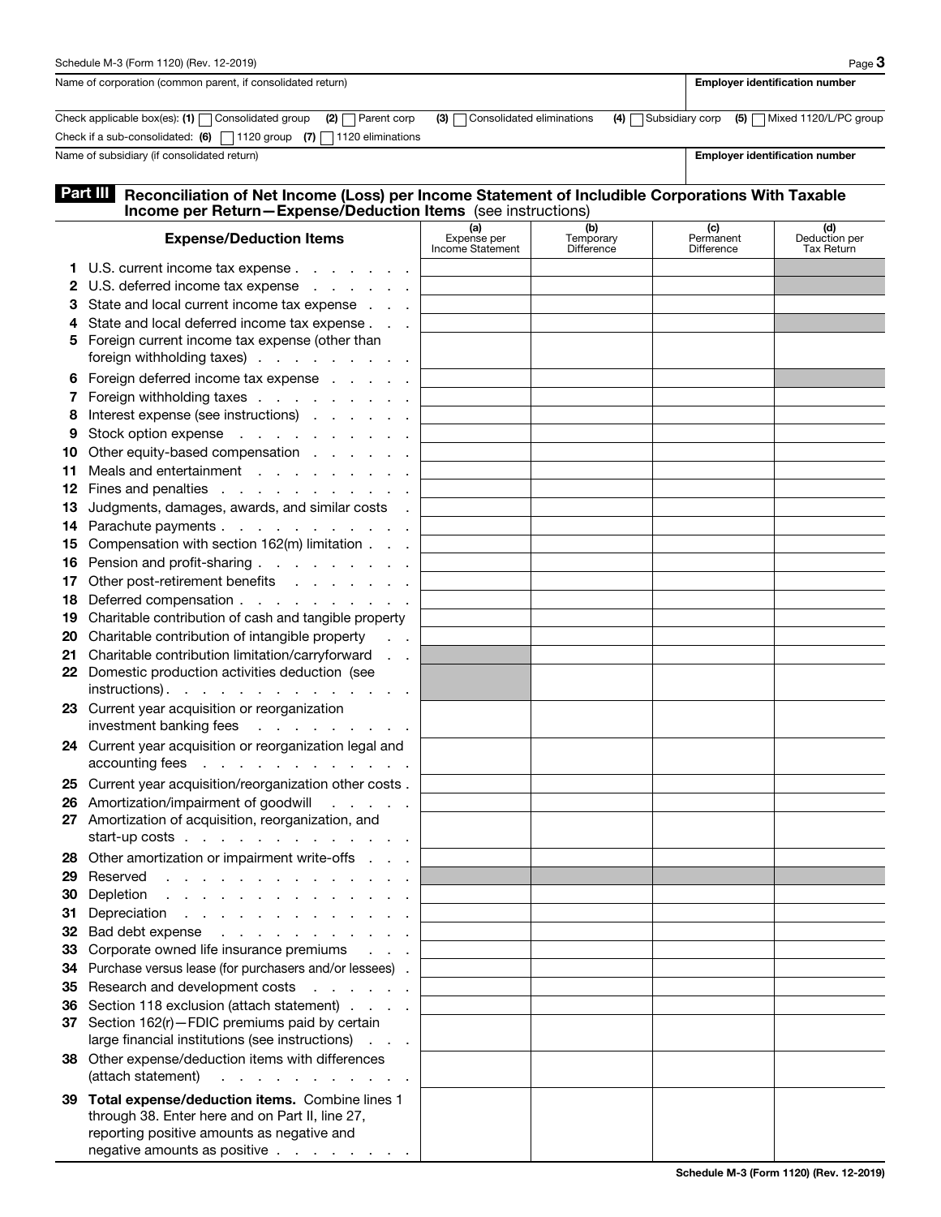Name of corporation (common parent, if consolidated return) | **Employer identification number**

Check applicable box(es): **(1)** ☐ Consolidated group **(2)** ☐ Parent corp **(3)** ☐ Consolidated eliminations **(4)** ☐ Subsidiary corp **(5)** ☐ Mixed 1120/L/PC group

Check if a sub-consolidated: **(6)** ☐ 1120 group **(7)** ☐ 1120 eliminations

Name of subsidiary (if consolidated return) | **Employer identification number**

## Part III Reconciliation of Net Income (Loss) per Income Statement of Includible Corporations With Taxable Income per Return—Expense/Deduction Items (see instructions)

| | Expense/Deduction Items | (a) Expense per Income Statement | (b) Temporary Difference | (c) Permanent Difference | (d) Deduction per Tax Return |
|---|---|---|---|---|---|
| **1** | U.S. current income tax expense | | | | |
| **2** | U.S. deferred income tax expense | | | | |
| **3** | State and local current income tax expense | | | | |
| **4** | State and local deferred income tax expense | | | | |
| **5** | Foreign current income tax expense (other than foreign withholding taxes) | | | | |
| **6** | Foreign deferred income tax expense | | | | |
| **7** | Foreign withholding taxes | | | | |
| **8** | Interest expense (see instructions) | | | | |
| **9** | Stock option expense | | | | |
| **10** | Other equity-based compensation | | | | |
| **11** | Meals and entertainment | | | | |
| **12** | Fines and penalties | | | | |
| **13** | Judgments, damages, awards, and similar costs | | | | |
| **14** | Parachute payments | | | | |
| **15** | Compensation with section 162(m) limitation | | | | |
| **16** | Pension and profit-sharing | | | | |
| **17** | Other post-retirement benefits | | | | |
| **18** | Deferred compensation | | | | |
| **19** | Charitable contribution of cash and tangible property | | | | |
| **20** | Charitable contribution of intangible property | | | | |
| **21** | Charitable contribution limitation/carryforward | | | | |
| **22** | Domestic production activities deduction (see instructions) | | | | |
| **23** | Current year acquisition or reorganization investment banking fees | | | | |
| **24** | Current year acquisition or reorganization legal and accounting fees | | | | |
| **25** | Current year acquisition/reorganization other costs | | | | |
| **26** | Amortization/impairment of goodwill | | | | |
| **27** | Amortization of acquisition, reorganization, and start-up costs | | | | |
| **28** | Other amortization or impairment write-offs | | | | |
| **29** | Reserved | | | | |
| **30** | Depletion | | | | |
| **31** | Depreciation | | | | |
| **32** | Bad debt expense | | | | |
| **33** | Corporate owned life insurance premiums | | | | |
| **34** | Purchase versus lease (for purchasers and/or lessees) | | | | |
| **35** | Research and development costs | | | | |
| **36** | Section 118 exclusion (attach statement) | | | | |
| **37** | Section 162(r)—FDIC premiums paid by certain large financial institutions (see instructions) | | | | |
| **38** | Other expense/deduction items with differences (attach statement) | | | | |
| **39** | **Total expense/deduction items.** Combine lines 1 through 38. Enter here and on Part II, line 27, reporting positive amounts as negative and negative amounts as positive | | | | |